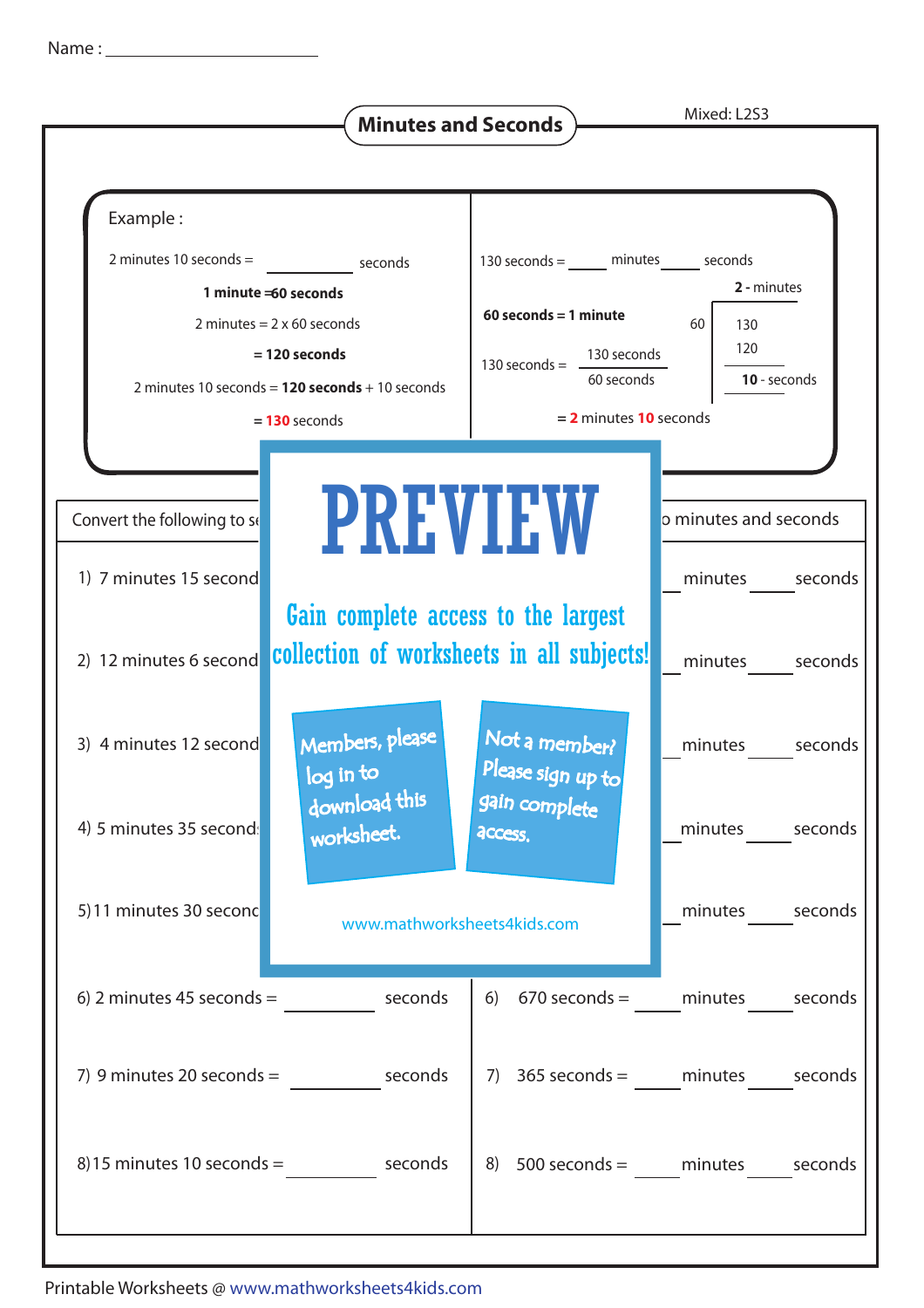Name : ______________________

## Minutes and Seconds

Mixed: L2S3

**Example :**

2 minutes 10 seconds = __________ seconds

**1 minute = 60 seconds**

2 minutes = 2 x 60 seconds

= **120 seconds**

2 minutes 10 seconds = **120 seconds** + 10 seconds

= **130** seconds

130 seconds = _____ minutes _____ seconds

**60 seconds = 1 minute**

$$130 \text{ seconds} = \frac{130 \text{ seconds}}{60 \text{ seconds}}$$

```
        2 - minutes
     ______
60  | 130
      120
     ______
      10 - seconds
```

= **2** minutes **10** seconds

PREVIEW

Gain complete access to the largest collection of worksheets in all subjects!

Members, please log in to download this worksheet.

Not a member? Please sign up to gain complete access.

www.mathworksheets4kids.com

Convert the following to se

1) 7 minutes 15 second

2) 12 minutes 6 second

3) 4 minutes 12 second

4) 5 minutes 35 second

5) 11 minutes 30 second

6) 2 minutes 45 seconds = __________ seconds

7) 9 minutes 20 seconds = __________ seconds

8) 15 minutes 10 seconds = __________ seconds

o minutes and seconds

1) _____ minutes _____ seconds

2) _____ minutes _____ seconds

3) _____ minutes _____ seconds

4) _____ minutes _____ seconds

5) _____ minutes _____ seconds

6) 670 seconds = _____ minutes _____ seconds

7) 365 seconds = _____ minutes _____ seconds

8) 500 seconds = _____ minutes _____ seconds

Printable Worksheets @ www.mathworksheets4kids.com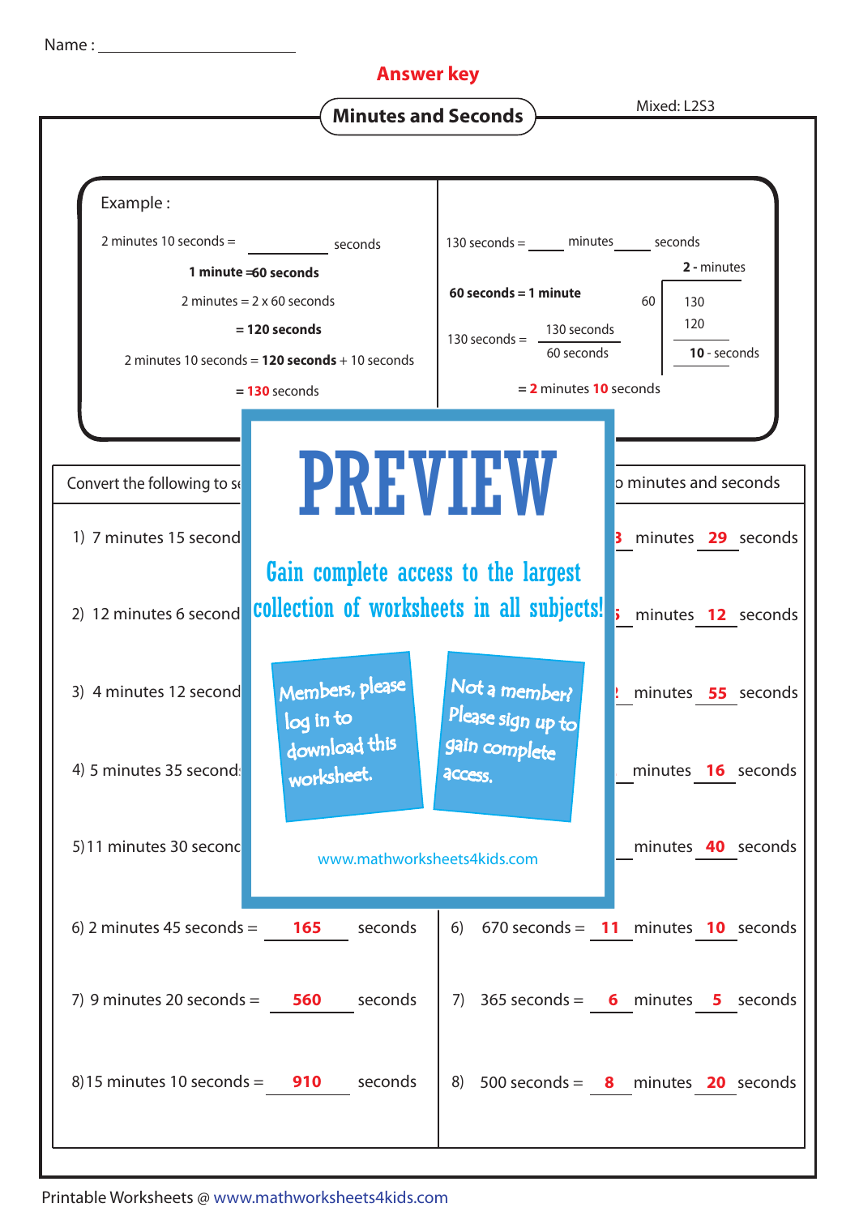Name : ______________________

**Answer key**

## Minutes and Seconds

Mixed: L2S3

Example :

2 minutes 10 seconds = __________ seconds

**1 minute = 60 seconds**

2 minutes = 2 x 60 seconds

**= 120 seconds**

2 minutes 10 seconds = **120 seconds** + 10 seconds

= **130** seconds

130 seconds = _____ minutes _____ seconds

**60 seconds = 1 minute**

$$130 \text{ seconds} = \frac{130 \text{ seconds}}{60 \text{ seconds}}$$

```
        2 - minutes
60 |  130
      120
      10 - seconds
```

= **2** minutes **10** seconds

Convert the following to se

1) 7 minutes 15 second

2) 12 minutes 6 second

3) 4 minutes 12 second

4) 5 minutes 35 second

5) 11 minutes 30 secon

6) 2 minutes 45 seconds = **165** seconds

7) 9 minutes 20 seconds = **560** seconds

8) 15 minutes 10 seconds = **910** seconds

o minutes and seconds

3 minutes **29** seconds

5 minutes **12** seconds

2 minutes **55** seconds

minutes **16** seconds

minutes **40** seconds

6) 670 seconds = **11** minutes **10** seconds

7) 365 seconds = **6** minutes **5** seconds

8) 500 seconds = **8** minutes **20** seconds

**PREVIEW**

Gain complete access to the largest collection of worksheets in all subjects!

Members, please log in to download this worksheet.

Not a member? Please sign up to gain complete access.

www.mathworksheets4kids.com

Printable Worksheets @ www.mathworksheets4kids.com